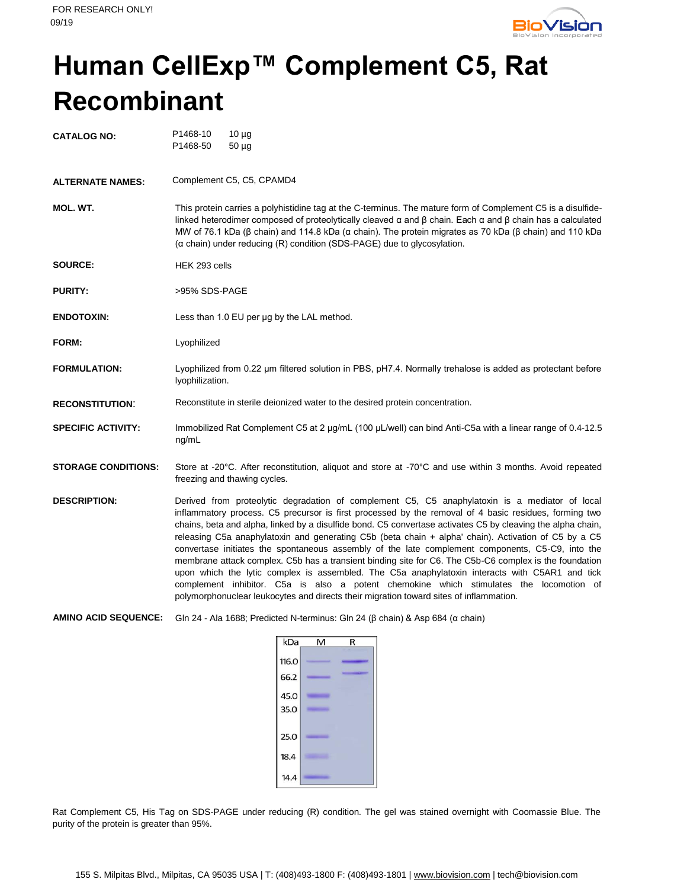FOR RESEARCH ONLY!
09/19

# Human CellExp™ Complement C5, Rat Recombinant

| | |
|---|---|
| **CATALOG NO:** | P1468-10 10 µg<br>P1468-50 50 µg |
| **ALTERNATE NAMES:** | Complement C5, C5, CPAMD4 |
| **MOL. WT.** | This protein carries a polyhistidine tag at the C-terminus. The mature form of Complement C5 is a disulfide-linked heterodimer composed of proteolytically cleaved α and β chain. Each α and β chain has a calculated MW of 76.1 kDa (β chain) and 114.8 kDa (α chain). The protein migrates as 70 kDa (β chain) and 110 kDa (α chain) under reducing (R) condition (SDS-PAGE) due to glycosylation. |
| **SOURCE:** | HEK 293 cells |
| **PURITY:** | >95% SDS-PAGE |
| **ENDOTOXIN:** | Less than 1.0 EU per µg by the LAL method. |
| **FORM:** | Lyophilized |
| **FORMULATION:** | Lyophilized from 0.22 µm filtered solution in PBS, pH7.4. Normally trehalose is added as protectant before lyophilization. |
| **RECONSTITUTION:** | Reconstitute in sterile deionized water to the desired protein concentration. |
| **SPECIFIC ACTIVITY:** | Immobilized Rat Complement C5 at 2 µg/mL (100 µL/well) can bind Anti-C5a with a linear range of 0.4-12.5 ng/mL |
| **STORAGE CONDITIONS:** | Store at -20°C. After reconstitution, aliquot and store at -70°C and use within 3 months. Avoid repeated freezing and thawing cycles. |
| **DESCRIPTION:** | Derived from proteolytic degradation of complement C5, C5 anaphylatoxin is a mediator of local inflammatory process. C5 precursor is first processed by the removal of 4 basic residues, forming two chains, beta and alpha, linked by a disulfide bond. C5 convertase activates C5 by cleaving the alpha chain, releasing C5a anaphylatoxin and generating C5b (beta chain + alpha' chain). Activation of C5 by a C5 convertase initiates the spontaneous assembly of the late complement components, C5-C9, into the membrane attack complex. C5b has a transient binding site for C6. The C5b-C6 complex is the foundation upon which the lytic complex is assembled. The C5a anaphylatoxin interacts with C5AR1 and tick complement inhibitor. C5a is also a potent chemokine which stimulates the locomotion of polymorphonuclear leukocytes and directs their migration toward sites of inflammation. |
| **AMINO ACID SEQUENCE:** | Gln 24 - Ala 1688; Predicted N-terminus: Gln 24 (β chain) & Asp 684 (α chain) |

Rat Complement C5, His Tag on SDS-PAGE under reducing (R) condition. The gel was stained overnight with Coomassie Blue. The purity of the protein is greater than 95%.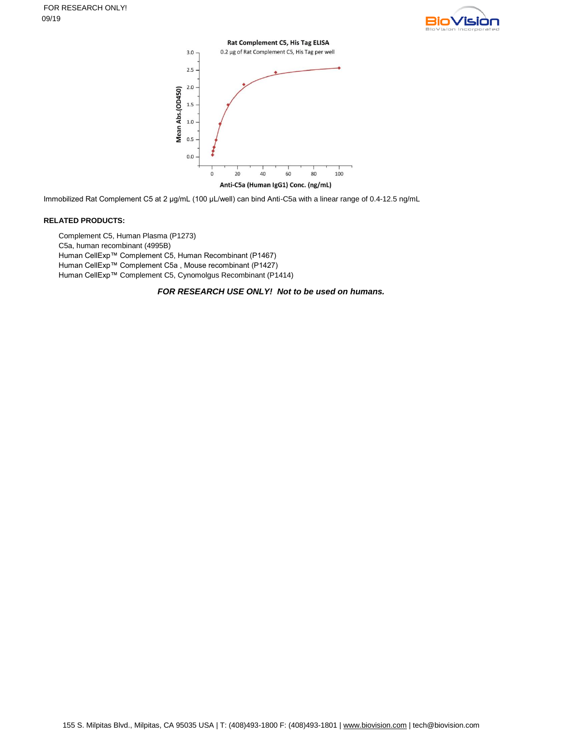Rat Complement C5, His Tag ELISA

0.2 µg of Rat Complement C5, His Tag per well

Mean Abs.(OD450)

3.0
2.5
2.0
1.5
1.0
0.5
0.0

0
20
40
60
80
100

Anti-C5a (Human IgG1) Conc. (ng/mL)

Immobilized Rat Complement C5 at 2 µg/mL (100 µL/well) can bind Anti-C5a with a linear range of 0.4-12.5 ng/mL

**RELATED PRODUCTS:**

Complement C5, Human Plasma (P1273)
C5a, human recombinant (4995B)
Human CellExp™ Complement C5, Human Recombinant (P1467)
Human CellExp™ Complement C5a , Mouse recombinant (P1427)
Human CellExp™ Complement C5, Cynomolgus Recombinant (P1414)

***FOR RESEARCH USE ONLY! Not to be used on humans.***